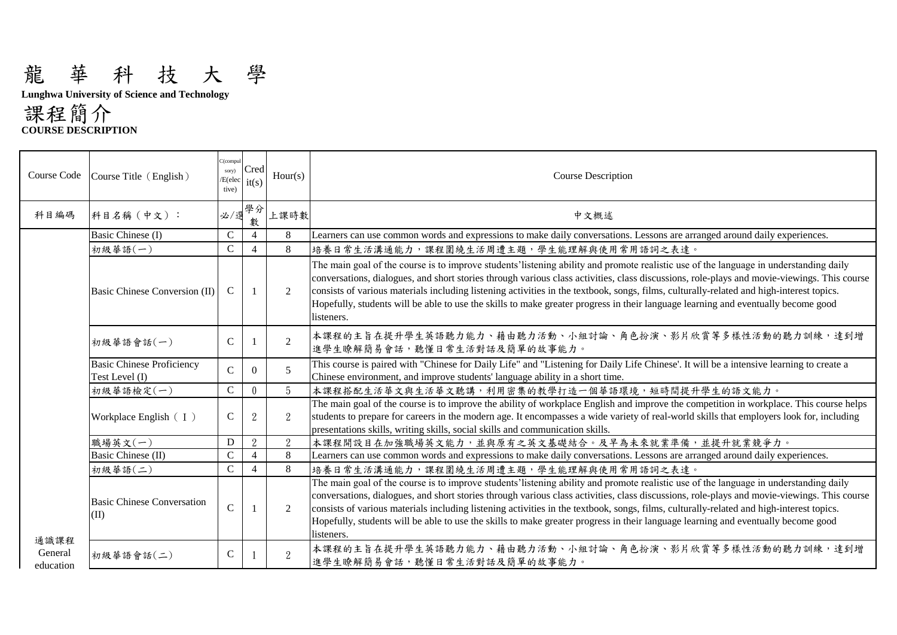# 龍　華　科　技　大　學

**Lunghwa University of Science and Technology**

# 課程簡介

**COURSE DESCRIPTION**

| Course Code | Course Title（English） | C(compulsory)/E(elective) | Credit(s) | Hour(s) | Course Description |
|---|---|---|---|---|---|
| 科目編碼 | 科目名稱（中文）： | 必/選 | 學分數 | 上課時數 | 中文概述 |
| 通識課程 General education | Basic Chinese (I) | C | 4 | 8 | Learners can use common words and expressions to make daily conversations. Lessons are arranged around daily experiences. |
| | 初級華語(一) | C | 4 | 8 | 培養日常生活溝通能力，課程圍繞生活周遭主題，學生能理解與使用常用語詞之表達。 |
| | Basic Chinese Conversion (II) | C | 1 | 2 | The main goal of the course is to improve students'listening ability and promote realistic use of the language in understanding daily conversations, dialogues, and short stories through various class activities, class discussions, role-plays and movie-viewings. This course consists of various materials including listening activities in the textbook, songs, films, culturally-related and high-interest topics. Hopefully, students will be able to use the skills to make greater progress in their language learning and eventually become good listeners. |
| | 初級華語會話(一) | C | 1 | 2 | 本課程的主旨在提升學生英語聽力能力、藉由聽力活動、小組討論、角色扮演、影片欣賞等多樣性活動的聽力訓練，達到增進學生瞭解簡易會話，聽懂日常生活對話及簡單的故事能力。 |
| | Basic Chinese Proficiency Test Level (I) | C | 0 | 5 | This course is paired with "Chinese for Daily Life" and "Listening for Daily Life Chinese'. It will be a intensive learning to create a Chinese environment, and improve students' language ability in a short time. |
| | 初級華語檢定(一) | C | 0 | 5 | 本課程搭配生活華文與生活華文聽講，利用密集的教學打造一個華語環境，短時間提升學生的語文能力。 |
| | Workplace English（ I ） | C | 2 | 2 | The main goal of the course is to improve the ability of workplace English and improve the competition in workplace. This course helps students to prepare for careers in the modern age. It encompasses a wide variety of real-world skills that employers look for, including presentations skills, writing skills, social skills and communication skills. |
| | 職場英文(一) | D | 2 | 2 | 本課程開設目在加強職場英文能力，並與原有之英文基礎結合。及早為未來就業準備，並提升就業競爭力。 |
| | Basic Chinese (II) | C | 4 | 8 | Learners can use common words and expressions to make daily conversations. Lessons are arranged around daily experiences. |
| | 初級華語(二) | C | 4 | 8 | 培養日常生活溝通能力，課程圍繞生活周遭主題，學生能理解與使用常用語詞之表達。 |
| | Basic Chinese Conversation (II) | C | 1 | 2 | The main goal of the course is to improve students'listening ability and promote realistic use of the language in understanding daily conversations, dialogues, and short stories through various class activities, class discussions, role-plays and movie-viewings. This course consists of various materials including listening activities in the textbook, songs, films, culturally-related and high-interest topics. Hopefully, students will be able to use the skills to make greater progress in their language learning and eventually become good listeners. |
| | 初級華語會話(二) | C | 1 | 2 | 本課程的主旨在提升學生英語聽力能力、藉由聽力活動、小組討論、角色扮演、影片欣賞等多樣性活動的聽力訓練，達到增進學生瞭解簡易會話，聽懂日常生活對話及簡單的故事能力。 |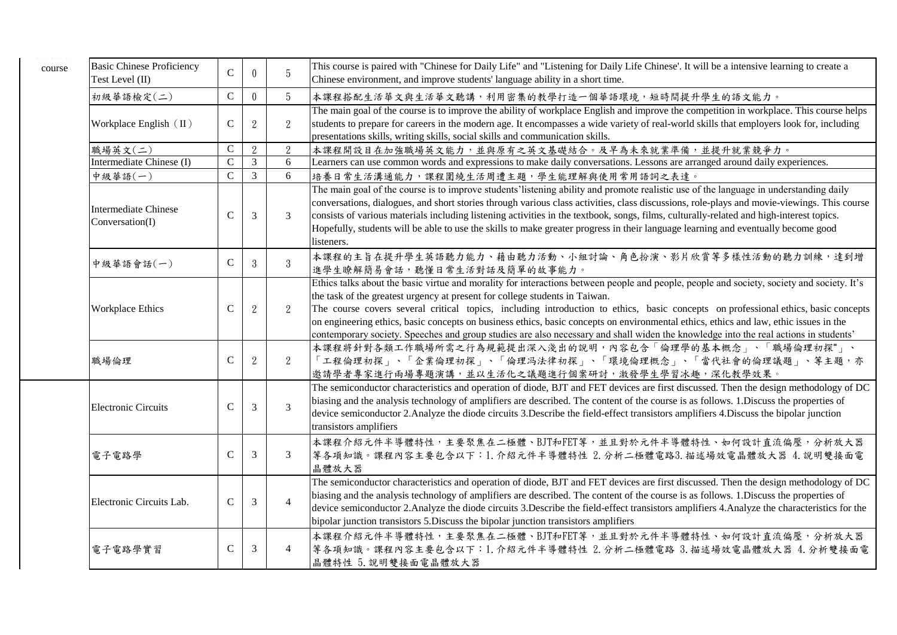| course | | | | |
|---|---|---|---|---|
| Basic Chinese Proficiency Test Level (II) | C | 0 | 5 | This course is paired with "Chinese for Daily Life" and "Listening for Daily Life Chinese'. It will be a intensive learning to create a Chinese environment, and improve students' language ability in a short time. |
| 初級華語檢定(二) | C | 0 | 5 | 本課程搭配生活華文與生活華文聽講，利用密集的教學打造一個華語環境，短時間提升學生的語文能力。 |
| Workplace English（II） | C | 2 | 2 | The main goal of the course is to improve the ability of workplace English and improve the competition in workplace. This course helps students to prepare for careers in the modern age. It encompasses a wide variety of real-world skills that employers look for, including presentations skills, writing skills, social skills and communication skills. |
| 職場英文(二) | C | 2 | 2 | 本課程開設目在加強職場英文能力，並與原有之英文基礎結合。及早為未來就業準備，並提升就業競爭力。 |
| Intermediate Chinese (I) | C | 3 | 6 | Learners can use common words and expressions to make daily conversations. Lessons are arranged around daily experiences. |
| 中級華語(一) | C | 3 | 6 | 培養日常生活溝通能力，課程圍繞生活周遭主題，學生能理解與使用常用語詞之表達。 |
| Intermediate Chinese Conversation(I) | C | 3 | 3 | The main goal of the course is to improve students'listening ability and promote realistic use of the language in understanding daily conversations, dialogues, and short stories through various class activities, class discussions, role-plays and movie-viewings. This course consists of various materials including listening activities in the textbook, songs, films, culturally-related and high-interest topics. Hopefully, students will be able to use the skills to make greater progress in their language learning and eventually become good listeners. |
| 中級華語會話(一) | C | 3 | 3 | 本課程的主旨在提升學生英語聽力能力、藉由聽力活動、小組討論、角色扮演、影片欣賞等多樣性活動的聽力訓練，達到增進學生瞭解簡易會話，聽懂日常生活對話及簡單的故事能力。 |
| Workplace Ethics | C | 2 | 2 | Ethics talks about the basic virtue and morality for interactions between people and people, people and society, society and society. It's the task of the greatest urgency at present for college students in Taiwan. The course covers several critical topics, including introduction to ethics, basic concepts on professional ethics, basic concepts on engineering ethics, basic concepts on business ethics, basic concepts on environmental ethics, ethics and law, ethic issues in the contemporary society. Speeches and group studies are also necessary and shall widen the knowledge into the real actions in students' |
| 職場倫理 | C | 2 | 2 | 本課程將針對各類工作職場所需之行為規範提出深入淺出的說明，內容包含「倫理學的基本概念」、「職場倫理初探"」、「工程倫理初探」、「企業倫理初探」、「倫理凶法律初探」、「環境倫理概念」、「當代社會的倫理議題」、等主題，亦邀請學者專家進行兩場專題演講，並以生活化之議題進行個案研討，激發學生學習冰趣，深化教學效果。 |
| Electronic Circuits | C | 3 | 3 | The semiconductor characteristics and operation of diode, BJT and FET devices are first discussed. Then the design methodology of DC biasing and the analysis technology of amplifiers are described. The content of the course is as follows. 1.Discuss the properties of device semiconductor 2.Analyze the diode circuits 3.Describe the field-effect transistors amplifiers 4.Discuss the bipolar junction transistors amplifiers |
| 電子電路學 | C | 3 | 3 | 本課程介紹元件半導體特性，主要聚焦在二極體、BJT和FET等，並且對於元件半導體特性、如何設計直流偏壓，分析放大器等各項知識。課程內容主要包含以下：1.介紹元件半導體特性 2.分析二極體電路3.描述場效電晶體放大器 4.說明雙接面電晶體放大器 |
| Electronic Circuits Lab. | C | 3 | 4 | The semiconductor characteristics and operation of diode, BJT and FET devices are first discussed. Then the design methodology of DC biasing and the analysis technology of amplifiers are described. The content of the course is as follows. 1.Discuss the properties of device semiconductor 2.Analyze the diode circuits 3.Describe the field-effect transistors amplifiers 4.Analyze the characteristics for the bipolar junction transistors 5.Discuss the bipolar junction transistors amplifiers |
| 電子電路學實習 | C | 3 | 4 | 本課程介紹元件半導體特性，主要聚焦在二極體、BJT和FET等，並且對於元件半導體特性、如何設計直流偏壓，分析放大器等各項知識。課程內容主要包含以下：1.介紹元件半導體特性 2.分析二極體電路 3.描述場效電晶體放大器 4.分析雙接面電晶體特性 5.說明雙接面電晶體放大器 |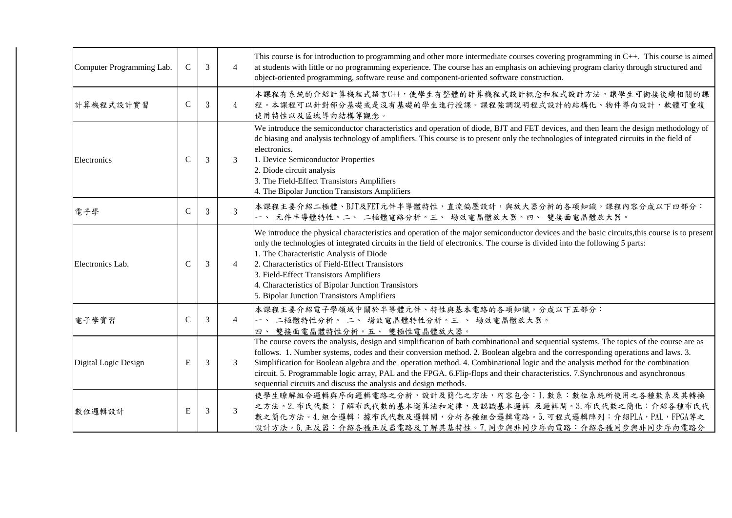| | | | | |
|---|---|---|---|---|
| Computer Programming Lab. | C | 3 | 4 | This course is for introduction to programming and other more intermediate courses covering programming in C++. This course is aimed at students with little or no programming experience. The course has an emphasis on achieving program clarity through structured and object-oriented programming, software reuse and component-oriented software construction. |
| 計算機程式設計實習 | C | 3 | 4 | 本課程有系統的介紹計算機程式語言C++，使學生有整體的計算機程式設計概念和程式設計方法，讓學生可銜接後續相關的課程。本課程可以針對部分基礎或是沒有基礎的學生進行授課。課程強調說明程式設計的結構化、物件導向設計，軟體可重複使用特性以及區塊導向結構等觀念。 |
| Electronics | C | 3 | 3 | We introduce the semiconductor characteristics and operation of diode, BJT and FET devices, and then learn the design methodology of dc biasing and analysis technology of amplifiers. This course is to present only the technologies of integrated circuits in the field of electronics.<br>1. Device Semiconductor Properties<br>2. Diode circuit analysis<br>3. The Field-Effect Transistors Amplifiers<br>4. The Bipolar Junction Transistors Amplifiers |
| 電子學 | C | 3 | 3 | 本課程主要介紹二極體、BJT及FET元件半導體特性，直流偏壓設計，與放大器分析的各項知識。課程內容分成以下四部分：一、 元件半導體特性。二、 二極體電路分析。三、 場效電晶體放大器。四、 雙接面電晶體放大器。 |
| Electronics Lab. | C | 3 | 4 | We introduce the physical characteristics and operation of the major semiconductor devices and the basic circuits,this course is to present only the technologies of integrated circuits in the field of electronics. The course is divided into the following 5 parts:<br>1. The Characteristic Analysis of Diode<br>2. Characteristics of Field-Effect Transistors<br>3. Field-Effect Transistors Amplifiers<br>4. Characteristics of Bipolar Junction Transistors<br>5. Bipolar Junction Transistors Amplifiers |
| 電子學實習 | C | 3 | 4 | 本課程主要介紹電子學領域中關於半導體元件、特性與基本電路的各項知識。分成以下五部分：<br>一、 二極體特性分析。 二、 場效電晶體特性分析。三 、 場效電晶體放大器。<br>四、 雙接面電晶體特性分析。五、 雙極性電晶體放大器。 |
| Digital Logic Design | E | 3 | 3 | The course covers the analysis, design and simplification of bath combinational and sequential systems. The topics of the course are as follows. 1. Number systems, codes and their conversion method. 2. Boolean algebra and the corresponding operations and laws. 3. Simplification for Boolean algebra and the operation method. 4. Combinational logic and the analysis method for the combination circuit. 5. Programmable logic array, PAL and the FPGA. 6.Flip-flops and their characteristics. 7.Synchronous and asynchronous sequential circuits and discuss the analysis and design methods. |
| 數位邏輯設計 | E | 3 | 3 | 使學生瞭解組合邏輯與序向邏輯電路之分析，設計及簡化之方法，內容包含：1.數系：數位系統所使用之各種數系及其轉換之方法。2.布氏代數：了解布氏代數的基本運算法和定律，及認識基本邏輯 及邏輯閘。3.布氏代數之簡化：介紹各種布氏代數之簡化方法。4.組合邏輯：據布氏代數及邏輯閘，分析各種組合邏輯電路。5.可程式邏輯陣列：介紹PLA，PAL，FPGA等之設計方法。6.正反器：介紹各種正反器電路及了解其基特性。7.同步與非同步序向電路：介紹各種同步與非同步序向電路分 |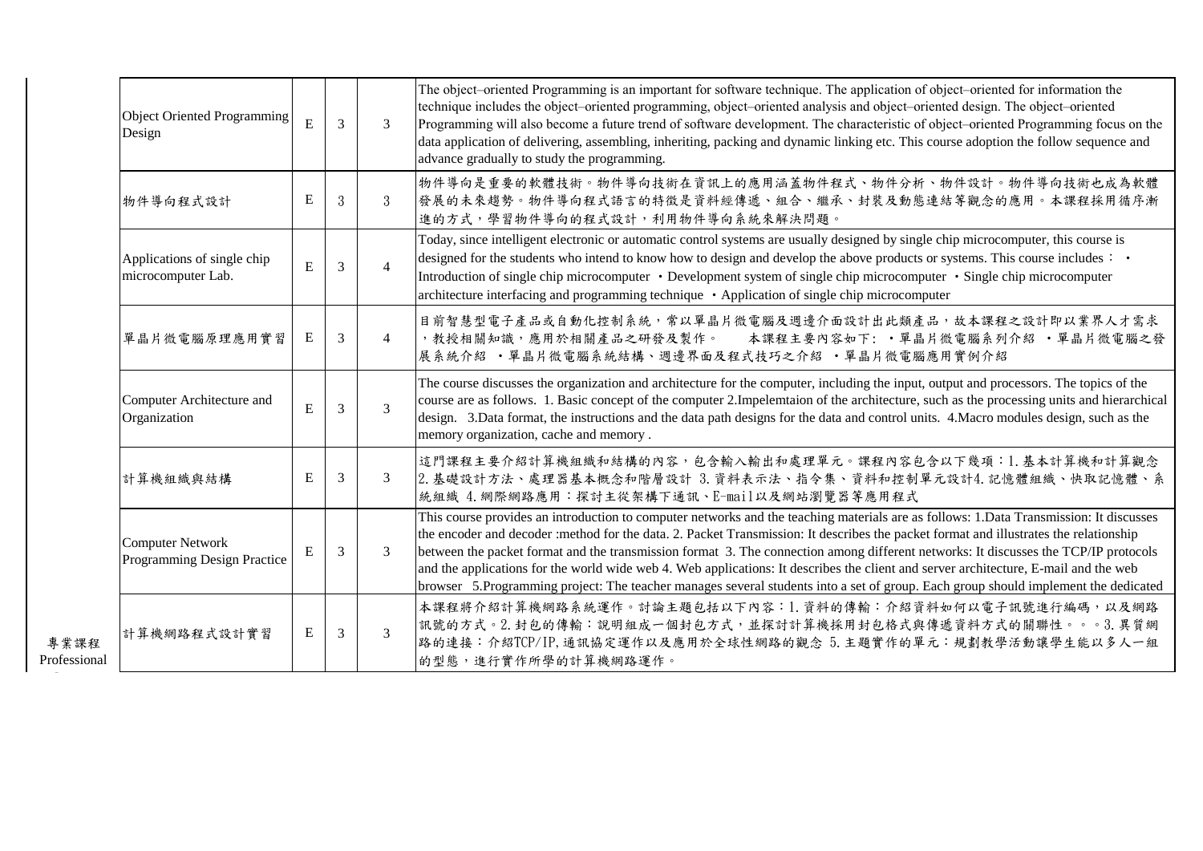| 專業課程 Professional | Course | Type | Credits | Hours | Description |
|---|---|---|---|---|---|
| | Object Oriented Programming Design | E | 3 | 3 | The object–oriented Programming is an important for software technique. The application of object–oriented for information the technique includes the object–oriented programming, object–oriented analysis and object–oriented design. The object–oriented Programming will also become a future trend of software development. The characteristic of object–oriented Programming focus on the data application of delivering, assembling, inheriting, packing and dynamic linking etc. This course adoption the follow sequence and advance gradually to study the programming. |
| | 物件導向程式設計 | E | 3 | 3 | 物件導向是重要的軟體技術。物件導向技術在資訊上的應用涵蓋物件程式、物件分析、物件設計。物件導向技術也成為軟體發展的未來趨勢。物件導向程式語言的特徵是資料經傳遞、組合、繼承、封裝及動態連結等觀念的應用。本課程採用循序漸進的方式，學習物件導向的程式設計，利用物件導向系統來解決問題。 |
| | Applications of single chip microcomputer Lab. | E | 3 | 4 | Today, since intelligent electronic or automatic control systems are usually designed by single chip microcomputer, this course is designed for the students who intend to know how to design and develop the above products or systems. This course includes： ‧ Introduction of single chip microcomputer ‧ Development system of single chip microcomputer ‧ Single chip microcomputer architecture interfacing and programming technique ‧ Application of single chip microcomputer |
| | 單晶片微電腦原理應用實習 | E | 3 | 4 | 目前智慧型電子產品或自動化控制系統，常以單晶片微電腦及週邊介面設計出此類產品，故本課程之設計即以業界人才需求，教授相關知識，應用於相關產品之研發及製作。　本課程主要內容如下: ‧單晶片微電腦系列介紹 ‧單晶片微電腦之發展系統介紹 ‧單晶片微電腦系統結構、週邊界面及程式技巧之介紹 ‧單晶片微電腦應用實例介紹 |
| | Computer Architecture and Organization | E | 3 | 3 | The course discusses the organization and architecture for the computer, including the input, output and processors. The topics of the course are as follows. 1. Basic concept of the computer 2.Impelemtaion of the architecture, such as the processing units and hierarchical design. 3.Data format, the instructions and the data path designs for the data and control units. 4.Macro modules design, such as the memory organization, cache and memory . |
| | 計算機組織與結構 | E | 3 | 3 | 這門課程主要介紹計算機組織和結構的內容，包含輸入輸出和處理單元。課程內容包含以下幾項：1.基本計算機和計算觀念 2.基礎設計方法、處理器基本概念和階層設計 3.資料表示法、指令集、資料和控制單元設計4.記憶體組織、快取記憶體、系統組織 4.網際網路應用：探討主從架構下通訊、E-mail以及網站瀏覽器等應用程式 |
| | Computer Network Programming Design Practice | E | 3 | 3 | This course provides an introduction to computer networks and the teaching materials are as follows: 1.Data Transmission: It discusses the encoder and decoder :method for the data. 2. Packet Transmission: It describes the packet format and illustrates the relationship between the packet format and the transmission format 3. The connection among different networks: It discusses the TCP/IP protocols and the applications for the world wide web 4. Web applications: It describes the client and server architecture, E-mail and the web browser 5.Programming project: The teacher manages several students into a set of group. Each group should implement the dedicated |
| | 計算機網路程式設計實習 | E | 3 | 3 | 本課程將介紹計算機網路系統運作。討論主題包括以下內容：1.資料的傳輸：介紹資料如何以電子訊號進行編碼，以及網路訊號的方式。2.封包的傳輸：說明組成一個封包方式，並探討計算機採用封包格式與傳遞資料方式的關聯性。。。3.異質網路的連接：介紹TCP/IP,通訊協定運作以及應用於全球性網路的觀念 5.主題實作的單元：規劃教學活動讓學生能以多人一組的型態，進行實作所學的計算機網路運作。 |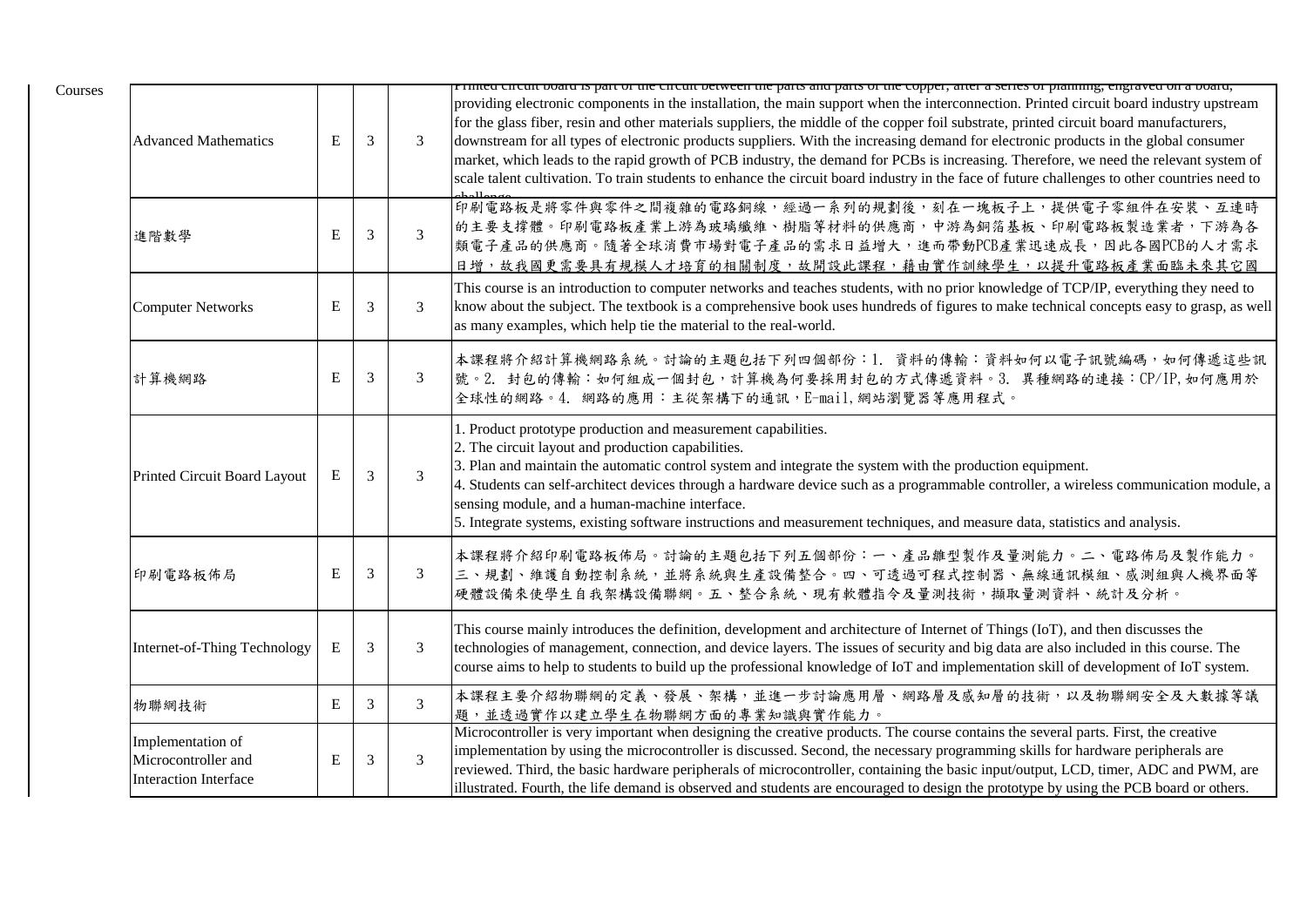Courses

| | | | | |
|---|---|---|---|---|
| Advanced Mathematics | E | 3 | 3 | Printed circuit board is part of the circuit between the parts and parts of the copper, after a series of planning, engraved on a board, providing electronic components in the installation, the main support when the interconnection. Printed circuit board industry upstream for the glass fiber, resin and other materials suppliers, the middle of the copper foil substrate, printed circuit board manufacturers, downstream for all types of electronic products suppliers. With the increasing demand for electronic products in the global consumer market, which leads to the rapid growth of PCB industry, the demand for PCBs is increasing. Therefore, we need the relevant system of scale talent cultivation. To train students to enhance the circuit board industry in the face of future challenges to other countries need to challenge |
| 進階數學 | E | 3 | 3 | 印刷電路板是將零件與零件之間複雜的電路銅線，經過一系列的規劃後，刻在一塊板子上，提供電子零組件在安裝、互連時的主要支撐體。印刷電路板產業上游為玻璃纖維、樹脂等材料的供應商，中游為銅箔基板、印刷電路板製造業者，下游為各類電子產品的供應商。隨著全球消費市場對電子產品的需求日益增大，進而帶動PCB產業迅速成長，因此各國PCB的人才需求日增，故我國更需要具有規模人才培育的相關制度，故開設此課程，藉由實作訓練學生，以提升電路板產業面臨未來其它國 |
| Computer Networks | E | 3 | 3 | This course is an introduction to computer networks and teaches students, with no prior knowledge of TCP/IP, everything they need to know about the subject. The textbook is a comprehensive book uses hundreds of figures to make technical concepts easy to grasp, as well as many examples, which help tie the material to the real-world. |
| 計算機網路 | E | 3 | 3 | 本課程將介紹計算機網路系統。討論的主題包括下列四個部份：1. 資料的傳輸：資料如何以電子訊號編碼，如何傳遞這些訊號。2. 封包的傳輸：如何組成一個封包，計算機為何要採用封包的方式傳遞資料。3. 異種網路的連接：CP/IP, 如何應用於全球性的網路。4. 網路的應用：主從架構下的通訊，E-mail, 網站瀏覽器等應用程式。 |
| Printed Circuit Board Layout | E | 3 | 3 | 1. Product prototype production and measurement capabilities.<br>2. The circuit layout and production capabilities.<br>3. Plan and maintain the automatic control system and integrate the system with the production equipment.<br>4. Students can self-architect devices through a hardware device such as a programmable controller, a wireless communication module, a sensing module, and a human-machine interface.<br>5. Integrate systems, existing software instructions and measurement techniques, and measure data, statistics and analysis. |
| 印刷電路板佈局 | E | 3 | 3 | 本課程將介紹印刷電路板佈局。討論的主題包括下列五個部份：一、產品雛型製作及量測能力。二、電路佈局及製作能力。三、規劃、維護自動控制系統，並將系統與生產設備整合。四、可透過可程式控制器、無線通訊模組、感測組與人機界面等硬體設備來使學生自我架構設備聯網。五、整合系統、現有軟體指令及量測技術，擷取量測資料、統計及分析。 |
| Internet-of-Thing Technology | E | 3 | 3 | This course mainly introduces the definition, development and architecture of Internet of Things (IoT), and then discusses the technologies of management, connection, and device layers. The issues of security and big data are also included in this course. The course aims to help to students to build up the professional knowledge of IoT and implementation skill of development of IoT system. |
| 物聯網技術 | E | 3 | 3 | 本課程主要介紹物聯網的定義、發展、架構，並進一步討論應用層、網路層及感知層的技術，以及物聯網安全及大數據等議題，並透過實作以建立學生在物聯網方面的專業知識與實作能力。 |
| Implementation of Microcontroller and Interaction Interface | E | 3 | 3 | Microcontroller is very important when designing the creative products. The course contains the several parts. First, the creative implementation by using the microcontroller is discussed. Second, the necessary programming skills for hardware peripherals are reviewed. Third, the basic hardware peripherals of microcontroller, containing the basic input/output, LCD, timer, ADC and PWM, are illustrated. Fourth, the life demand is observed and students are encouraged to design the prototype by using the PCB board or others. |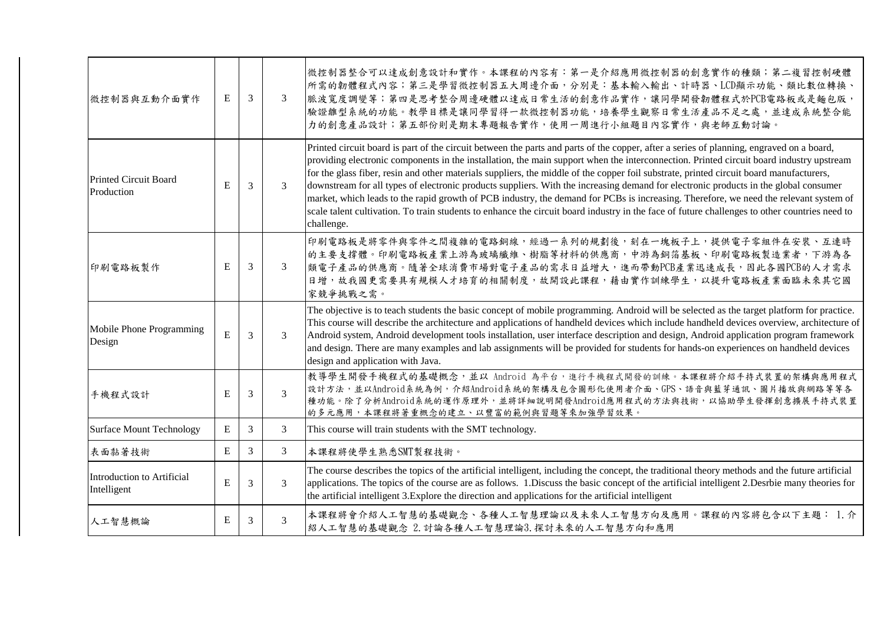| | | | | |
|---|---|---|---|---|
| 微控制器與互動介面實作 | E | 3 | 3 | 微控制器整合可以達成創意設計和實作。本課程的內容有：第一是介紹應用微控制器的創意實作的種類；第二複習控制硬體所需的韌體程式內容；第三是學習微控制器五大周邊介面，分別是：基本輸入輸出、計時器、LCD顯示功能、類比數位轉換、脈波寬度調變等；第四是思考整合周邊硬體以達成日常生活的創意作品實作，讓同學開發韌體程式於PCB電路板或是麵包版，驗證雛型系統的功能。教學目標是讓同學得一款微控制器功能，培養學生觀察日常生活產品不足之處，並達成系統整合能力的創意產品設計；第五部份則是期末專題報告實作，使用一周進行小組題目內容實作，與老師互動討論。 |
| Printed Circuit Board Production | E | 3 | 3 | Printed circuit board is part of the circuit between the parts and parts of the copper, after a series of planning, engraved on a board, providing electronic components in the installation, the main support when the interconnection. Printed circuit board industry upstream for the glass fiber, resin and other materials suppliers, the middle of the copper foil substrate, printed circuit board manufacturers, downstream for all types of electronic products suppliers. With the increasing demand for electronic products in the global consumer market, which leads to the rapid growth of PCB industry, the demand for PCBs is increasing. Therefore, we need the relevant system of scale talent cultivation. To train students to enhance the circuit board industry in the face of future challenges to other countries need to challenge. |
| 印刷電路板製作 | E | 3 | 3 | 印刷電路板是將零件與零件之間複雜的電路銅線，經過一系列的規劃後，刻在一塊板子上，提供電子零組件在安裝、互連時的主要支撐體。印刷電路板產業上游為玻璃纖維、樹脂等材料的供應商，中游為銅箔基板、印刷電路板製造業者，下游為各類電子產品的供應商。隨著全球消費市場對電子產品的需求日益增大，進而帶動PCB產業迅速成長，因此各國PCB的人才需求日增，故我國更需要具有規模人才培育的相關制度，故開設此課程，藉由實作訓練學生，以提升電路板產業面臨未來其它國家競爭挑戰之需。 |
| Mobile Phone Programming Design | E | 3 | 3 | The objective is to teach students the basic concept of mobile programming. Android will be selected as the target platform for practice. This course will describe the architecture and applications of handheld devices which include handheld devices overview, architecture of Android system, Android development tools installation, user interface description and design, Android application program framework and design. There are many examples and lab assignments will be provided for students for hands-on experiences on handheld devices design and application with Java. |
| 手機程式設計 | E | 3 | 3 | 教導學生開發手機程式的基礎概念，並以 Android 為平台，進行手機程式開發的訓練。本課程將介紹手持式裝置的架構與應用程式設計方法，並以Android系統為例，介紹Android系統的架構及包含圖形化使用者介面、GPS、語音與藍芽通訊、圖片播放與網路等等各種功能。除了分析Android系統的運作原理外，並將詳細說明開發Android應用程式的方法與技術，以協助學生發揮創意擴展手持式裝置的多元應用，本課程將著重概念的建立、以豐富的範例與習題等來加強學習效果。 |
| Surface Mount Technology | E | 3 | 3 | This course will train students with the SMT technology. |
| 表面黏著技術 | E | 3 | 3 | 本課程將使學生熟悉SMT製程技術。 |
| Introduction to Artificial Intelligent | E | 3 | 3 | The course describes the topics of the artificial intelligent, including the concept, the traditional theory methods and the future artificial applications. The topics of the course are as follows. 1.Discuss the basic concept of the artificial intelligent 2.Desrbie many theories for the artificial intelligent 3.Explore the direction and applications for the artificial intelligent |
| 人工智慧概論 | E | 3 | 3 | 本課程將會介紹人工智慧的基礎觀念、各種人工智慧理論以及未來人工智慧方向及應用。課程的內容將包含以下主題： 1.介紹人工智慧的基礎觀念 2.討論各種人工智慧理論3.探討未來的人工智慧方向和應用 |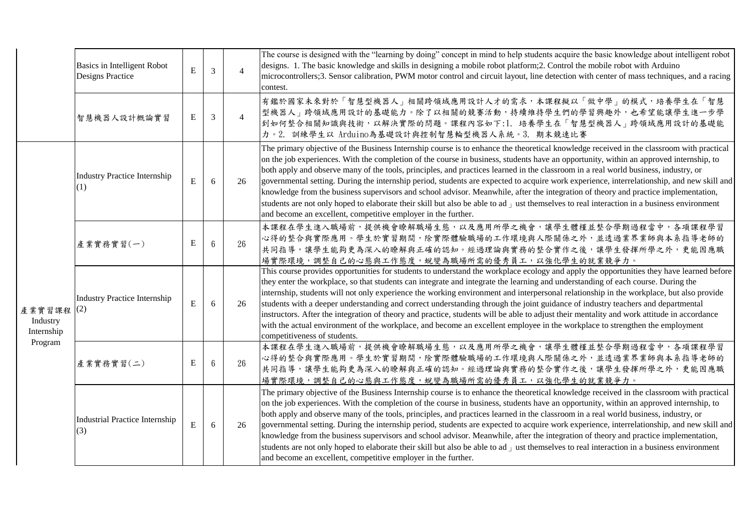| | | | | | |
|---|---|---|---|---|---|
| | Basics in Intelligent Robot Designs Practice | E | 3 | 4 | The course is designed with the "learning by doing" concept in mind to help students acquire the basic knowledge about intelligent robot designs. 1. The basic knowledge and skills in designing a mobile robot platform;2. Control the mobile robot with Arduino microcontrollers;3. Sensor calibration, PWM motor control and circuit layout, line detection with center of mass techniques, and a racing contest. |
| | 智慧機器人設計概論實習 | E | 3 | 4 | 有鑑於國家未來對於「智慧型機器人」相關跨領域應用設計人才的需求，本課程擬以「做中學」的模式，培養學生在「智慧型機器人」跨領域應用設計的基礎能力。除了以相關的競賽活動，持續維持學生們的學習興趣外，也希望能讓學生進一步學到如何整合相關知識與技術，以解決實際的問題。課程內容如下:1. 培養學生在「智慧型機器人」跨領域應用設計的基礎能力。2. 訓練學生以 Arduino為基礎設計與控制智慧輪型機器人系統。3. 期末競速比賽 |
| 產業實習課程 Industry Internship Program | Industry Practice Internship (1) | E | 6 | 26 | The primary objective of the Business Internship course is to enhance the theoretical knowledge received in the classroom with practical on the job experiences. With the completion of the course in business, students have an opportunity, within an approved internship, to both apply and observe many of the tools, principles, and practices learned in the classroom in a real world business, industry, or governmental setting. During the internship period, students are expected to acquire work experience, interrelationship, and new skill and knowledge from the business supervisors and school advisor. Meanwhile, after the integration of theory and practice implementation, students are not only hoped to elaborate their skill but also be able to ad」ust themselves to real interaction in a business environment and become an excellent, competitive employer in the further. |
| | 產業實務實習(一) | E | 6 | 26 | 本課程在學生進入職場前，提供機會瞭解職場生態，以及應用所學之機會，讓學生體槿並整合學期過程當中，各項課程學習心得的整合與實際應用。學生於實習期間，除實際體驗職場的工作環境與人際關係之外，並透過業界業師與本系指導老師的共同指導，讓學生能夠更為深入的瞭解與正確的認知。經過理論與實務的整合實作之後，讓學生發揮所學之外，更能因應職場實際環境，調整自己的心態與工作態度，蛻變為職場所需的優秀員工，以強化學生的就業競爭力。 |
| | Industry Practice Internship (2) | E | 6 | 26 | This course provides opportunities for students to understand the workplace ecology and apply the opportunities they have learned before they enter the workplace, so that students can integrate and integrate the learning and understanding of each course. During the internship, students will not only experience the working environment and interpersonal relationship in the workplace, but also provide students with a deeper understanding and correct understanding through the joint guidance of industry teachers and departmental instructors. After the integration of theory and practice, students will be able to adjust their mentality and work attitude in accordance with the actual environment of the workplace, and become an excellent employee in the workplace to strengthen the employment competitiveness of students. |
| | 產業實務實習(二) | E | 6 | 26 | 本課程在學生進入職場前，提供機會瞭解職場生態，以及應用所學之機會，讓學生體槿並整合學期過程當中，各項課程學習心得的整合與實際應用。學生於實習期間，除實際體驗職場的工作環境與人際關係之外，並透過業界業師與本系指導老師的共同指導，讓學生能夠更為深入的瞭解與正確的認知。經過理論與實務的整合實作之後，讓學生發揮所學之外，更能因應職場實際環境，調整自己的心態與工作態度，蛻變為職場所需的優秀員工，以強化學生的就業競爭力。 |
| | Industrial Practice Internship (3) | E | 6 | 26 | The primary objective of the Business Internship course is to enhance the theoretical knowledge received in the classroom with practical on the job experiences. With the completion of the course in business, students have an opportunity, within an approved internship, to both apply and observe many of the tools, principles, and practices learned in the classroom in a real world business, industry, or governmental setting. During the internship period, students are expected to acquire work experience, interrelationship, and new skill and knowledge from the business supervisors and school advisor. Meanwhile, after the integration of theory and practice implementation, students are not only hoped to elaborate their skill but also be able to ad」ust themselves to real interaction in a business environment and become an excellent, competitive employer in the further. |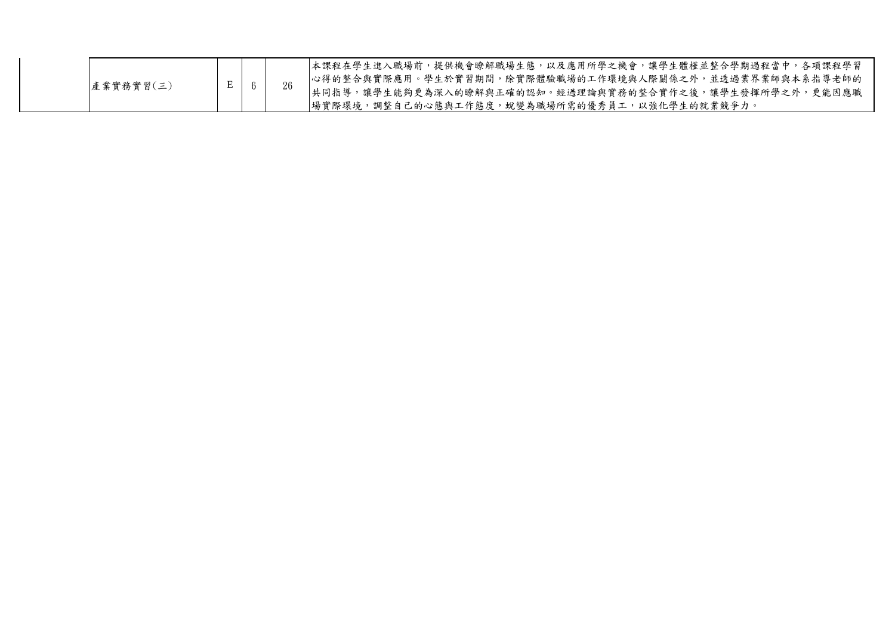| | | | | | |
|---|---|---|---|---|---|
| | 產業實務實習(三) | E | 6 | 26 | 本課程在學生進入職場前，提供機會瞭解職場生態，以及應用所學之機會，讓學生體槿並整合學期過程當中，各項課程學習心得的整合與實際應用。學生於實習期間，除實際體驗職場的工作環境與人際關係之外，並透過業界業師與本系指導老師的共同指導，讓學生能夠更為深入的瞭解與正確的認知。經過理論與實務的整合實作之後，讓學生發揮所學之外，更能因應職場實際環境，調整自己的心態與工作態度，蛻變為職場所需的優秀員工，以強化學生的就業競爭力。 |